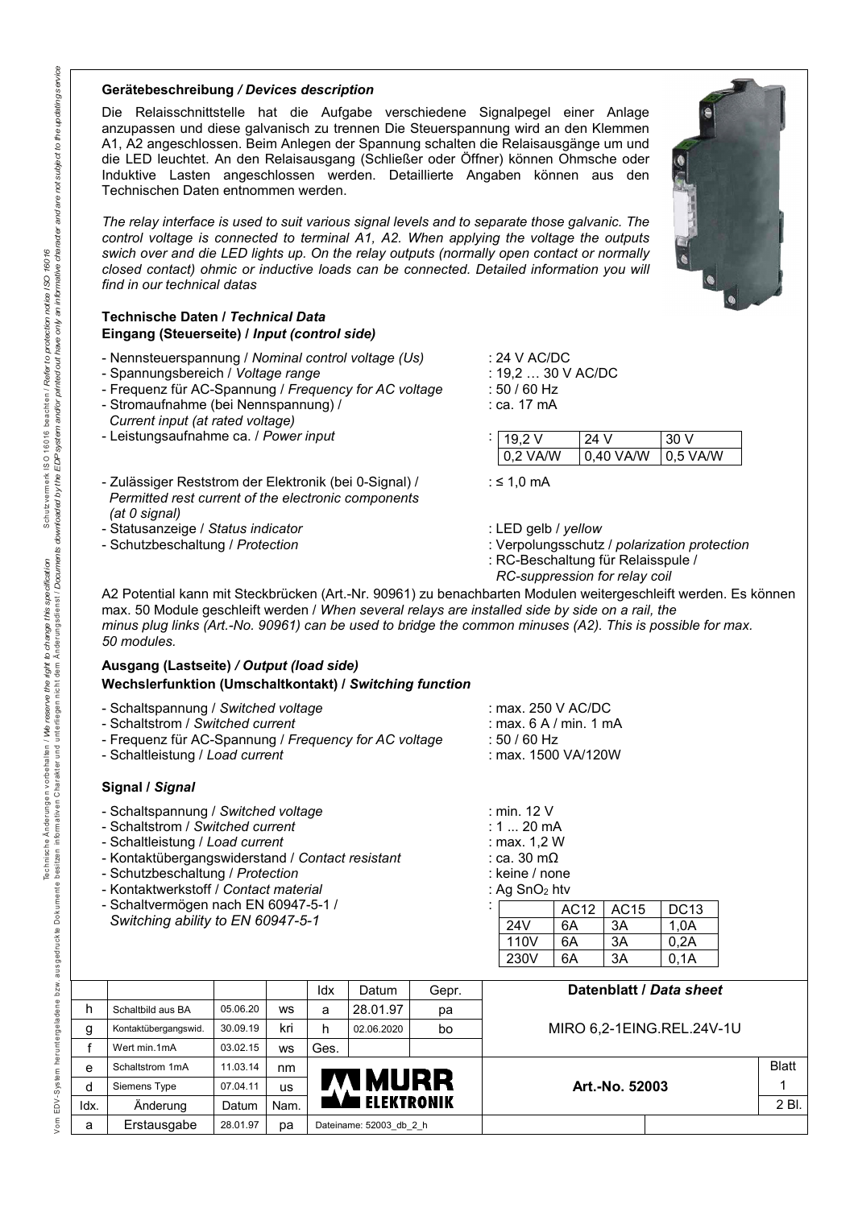## Gerätebeschreibung / *Devices description*

Die Relaisschnittstelle hat die Aufgabe verschiedene Signalpegel einer Anlage anzupassen und diese galvanisch zu trennen Die Steuerspannung wird an den Klemmen A1, A2 angeschlossen. Beim Anlegen der Spannung schalten die Relaisausgänge um und die LED leuchtet. An den Relaisausgang (Schließer oder Öffner) können Ohmsche oder Induktive Lasten angeschlossen werden. Detaillierte Angaben können aus den Technischen Daten entnommen werden.

*The relay interface is used to suit various signal levels and to separate those galvanic. The control voltage is connected to terminal A1, A2. When applying the voltage the outputs swich over and die LED lights up. On the relay outputs (normally open contact or normally closed contact) ohmic or inductive loads can be connected. Detailed information you will find in our technical datas*

### Technische Daten / *Technical Data*

### Eingang (Steuerseite) / *Input (control side)*

- Nennsteuerspannung / *Nominal control voltage (Us)* : 24 V AC/DC
- Spannungsbereich / *Voltage range* : 19,2 … 30 V AC/DC
- Frequenz für AC-Spannung / *Frequency for AC voltage* : 50 / 60 Hz
- Stromaufnahme (bei Nennspannung) / *Current input (at rated voltage)* : ca. 17 mA
- Leistungsaufnahme ca. / *Power input* :

| 19,2 V | 24 V | 30 V |
|---|---|---|
| 0,2 VA/W | 0,40 VA/W | 0,5 VA/W |

- Zulässiger Reststrom der Elektronik (bei 0-Signal) / *Permitted rest current of the electronic components (at 0 signal)* : ≤ 1,0 mA
- Statusanzeige / *Status indicator* : LED gelb / *yellow*
- Schutzbeschaltung / *Protection* : Verpolungsschutz / *polarization protection* : RC-Beschaltung für Relaisspule / *RC-suppression for relay coil*

A2 Potential kann mit Steckbrücken (Art.-Nr. 90961) zu benachbarten Modulen weitergeschleift werden. Es können max. 50 Module geschleift werden / *When several relays are installed side by side on a rail, the minus plug links (Art.-No. 90961) can be used to bridge the common minuses (A2). This is possible for max. 50 modules.*

### Ausgang (Lastseite) / *Output (load side)*

### Wechslerfunktion (Umschaltkontakt) / *Switching function*

- Schaltspannung / *Switched voltage* : max. 250 V AC/DC
- Schaltstrom / *Switched current* : max. 6 A / min. 1 mA
- Frequenz für AC-Spannung / *Frequency for AC voltage* : 50 / 60 Hz
- Schaltleistung / *Load current* : max. 1500 VA/120W

### Signal / *Signal*

- Schaltspannung / *Switched voltage* : min. 12 V
- Schaltstrom / *Switched current* : 1 ... 20 mA
- Schaltleistung / *Load current* : max. 1,2 W
- Kontaktübergangswiderstand / *Contact resistant* : ca. 30 mΩ
- Schutzbeschaltung / *Protection* : keine / none
- Kontaktwerkstoff / *Contact material* : Ag $SnO_2$ htv
- Schaltvermögen nach EN 60947-5-1 / *Switching ability to EN 60947-5-1* :

| | AC12 | AC15 | DC13 |
|---|---|---|---|
| 24V | 6A | 3A | 1,0A |
| 110V | 6A | 3A | 0,2A |
| 230V | 6A | 3A | 0,1A |

| Idx. | Änderung | Datum | Nam. |
|---|---|---|---|
| h | Schaltbild aus BA | 05.06.20 | ws |
| g | Kontaktübergangswid. | 30.09.19 | kri |
| f | Wert min.1mA | 03.02.15 | ws |
| e | Schaltstrom 1mA | 11.03.14 | nm |
| d | Siemens Type | 07.04.11 | us |
| a | Erstausgabe | 28.01.97 | pa |

| Idx | Datum | Gepr. |
|---|---|---|
| a | 28.01.97 | pa |
| h | 02.06.2020 | bo |
| Ges. | | |

MURR ELEKTRONIK

Dateiname: 52003_db_2_h

**Datenblatt / *Data sheet***

MIRO 6,2-1EING.REL.24V-1U

**Art.-No. 52003**

Blatt 1 / 2 Bl.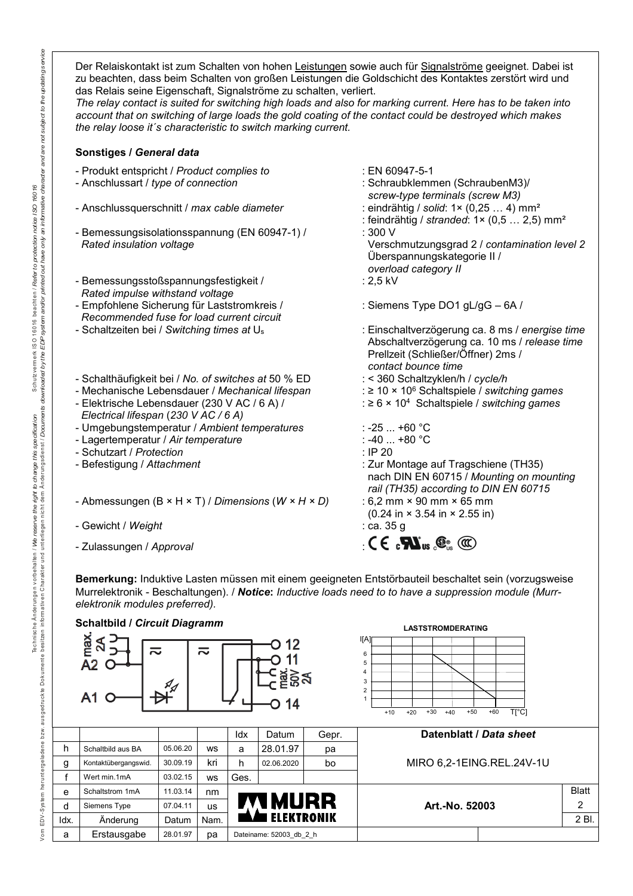Der Relaiskontakt ist zum Schalten von hohen Leistungen sowie auch für Signalströme geeignet. Dabei ist zu beachten, dass beim Schalten von großen Leistungen die Goldschicht des Kontaktes zerstört wird und das Relais seine Eigenschaft, Signalströme zu schalten, verliert.
*The relay contact is suited for switching high loads and also for marking current. Here has to be taken into account that on switching of large loads the gold coating of the contact could be destroyed which makes the relay loose it´s characteristic to switch marking current.*

### Sonstiges / *General data*

- Produkt entspricht / *Product complies to* : EN 60947-5-1
- Anschlussart / *type of connection* : Schraubklemmen (SchraubenM3)/ *screw-type terminals (screw M3)*
- Anschlussquerschnitt / *max cable diameter* : eindrähtig / *solid*: 1× (0,25 … 4) mm² ; feindrähtig / *stranded*: 1× (0,5 … 2,5) mm²
- Bemessungsisolationsspannung (EN 60947-1) / *Rated insulation voltage* : 300 V, Verschmutzungsgrad 2 / *contamination level 2*, Überspannungskategorie II / *overload category II*
- Bemessungsstoßspannungsfestigkeit / *Rated impulse withstand voltage* : 2,5 kV
- Empfohlene Sicherung für Laststromkreis / *Recommended fuse for load current circuit* : Siemens Type DO1 gL/gG – 6A /
- Schaltzeiten bei / *Switching times at* $U_s$ : Einschaltverzögerung ca. 8 ms / *energise time*; Abschaltverzögerung ca. 10 ms / *release time*; Prellzeit (Schließer/Öffner) 2ms / *contact bounce time*
- Schalthäufigkeit bei / *No. of switches at* 50 % ED : < 360 Schaltzyklen/h / *cycle/h*
- Mechanische Lebensdauer / *Mechanical lifespan* : ≥ 10 × $10^6$ Schaltspiele / *switching games*
- Elektrische Lebensdauer (230 V AC / 6 A) / *Electrical lifespan* (*230 V AC / 6 A)* : ≥ 6 × $10^4$ Schaltspiele / *switching games*
- Umgebungstemperatur / *Ambient temperatures* : -25 ... +60 °C
- Lagertemperatur / *Air temperature* : -40 ... +80 °C
- Schutzart / *Protection* : IP 20
- Befestigung / *Attachment* : Zur Montage auf Tragschiene (TH35) nach DIN EN 60715 / *Mounting on mounting rail (TH35) according to DIN EN 60715*
- Abmessungen (B × H × T) / *Dimensions* (*W × H × D)* : 6,2 mm × 90 mm × 65 mm (0.24 in × 3.54 in × 2.55 in)
- Gewicht / *Weight* : ca. 35 g
- Zulassungen / *Approval* : CE cULus cCSAus CCC

**Bemerkung:** Induktive Lasten müssen mit einem geeigneten Entstörbauteil beschaltet sein (vorzugsweise Murrelektronik - Beschaltungen). / ***Notice*:** *Inductive loads need to to have a suppression module (Murr-elektronik modules preferred).*

### Schaltbild / *Circuit Diagramm*

max. 2A
A2
A1
12
11
max. 50V 2A
14

LASTSTROMDERATING

I[A]
6
5
4
3
2
1
+10 +20 +30 +40 +50 +60 T[°C]

| Idx. | Änderung | Datum | Nam. | Idx | Datum | Gepr. |
|---|---|---|---|---|---|---|
| h | Schaltbild aus BA | 05.06.20 | ws | a | 28.01.97 | pa |
| g | Kontaktübergangswid. | 30.09.19 | kri | h | 02.06.2020 | bo |
| f | Wert min.1mA | 03.02.15 | ws | Ges. | | |
| e | Schaltstrom 1mA | 11.03.14 | nm | | | |
| d | Siemens Type | 07.04.11 | us | | | |
| a | Erstausgabe | 28.01.97 | pa | Dateiname: 52003_db_2_h | | |

MURR ELEKTRONIK

Datenblatt / *Data sheet*

MIRO 6,2-1EING.REL.24V-1U

Art.-No. 52003

Blatt 2

2 Bl.